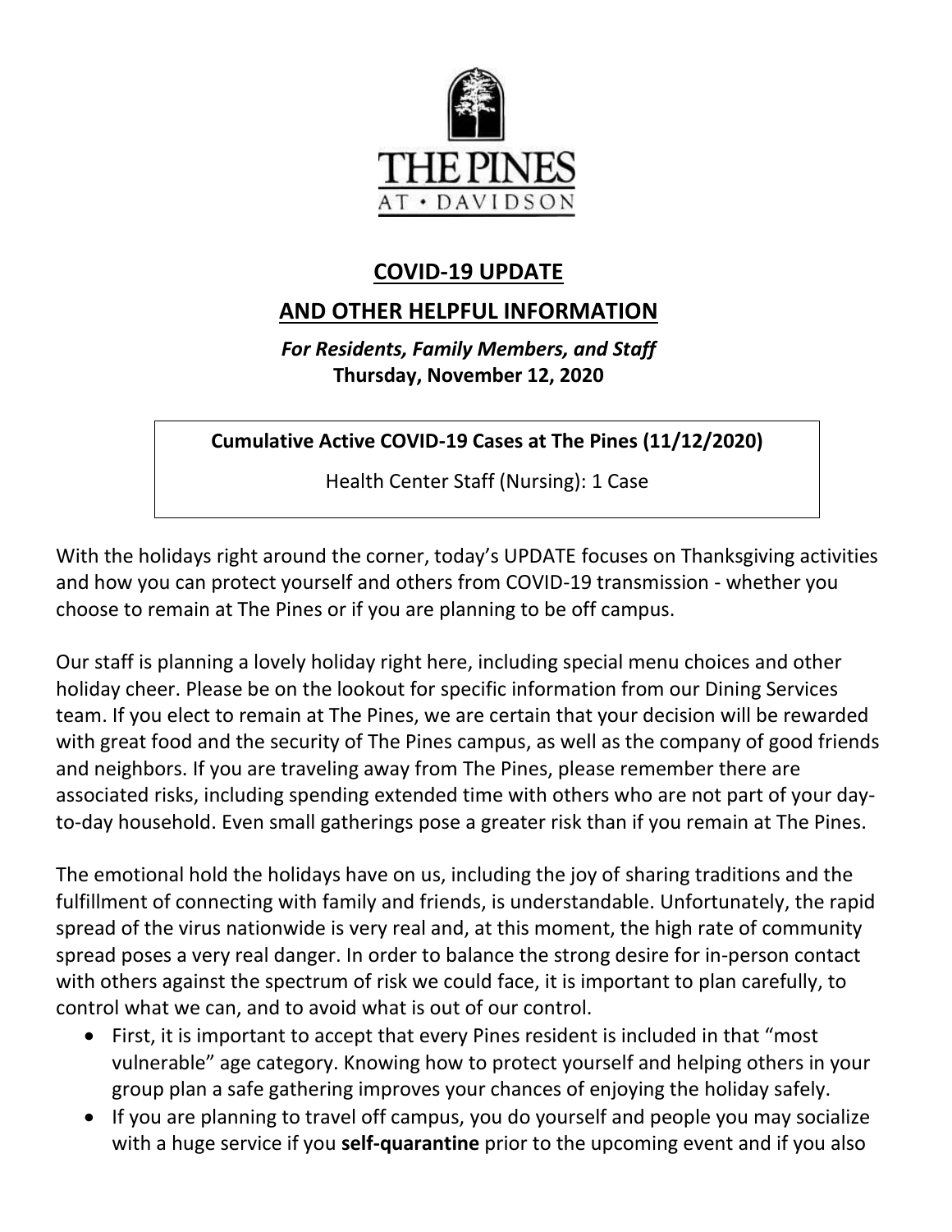THE PINES
AT • DAVIDSON

# COVID-19 UPDATE

# AND OTHER HELPFUL INFORMATION

***For Residents, Family Members, and Staff***
**Thursday, November 12, 2020**

**Cumulative Active COVID-19 Cases at The Pines (11/12/2020)**

Health Center Staff (Nursing): 1 Case

With the holidays right around the corner, today's UPDATE focuses on Thanksgiving activities and how you can protect yourself and others from COVID-19 transmission - whether you choose to remain at The Pines or if you are planning to be off campus.

Our staff is planning a lovely holiday right here, including special menu choices and other holiday cheer. Please be on the lookout for specific information from our Dining Services team. If you elect to remain at The Pines, we are certain that your decision will be rewarded with great food and the security of The Pines campus, as well as the company of good friends and neighbors. If you are traveling away from The Pines, please remember there are associated risks, including spending extended time with others who are not part of your day-to-day household. Even small gatherings pose a greater risk than if you remain at The Pines.

The emotional hold the holidays have on us, including the joy of sharing traditions and the fulfillment of connecting with family and friends, is understandable. Unfortunately, the rapid spread of the virus nationwide is very real and, at this moment, the high rate of community spread poses a very real danger. In order to balance the strong desire for in-person contact with others against the spectrum of risk we could face, it is important to plan carefully, to control what we can, and to avoid what is out of our control.

- First, it is important to accept that every Pines resident is included in that "most vulnerable" age category. Knowing how to protect yourself and helping others in your group plan a safe gathering improves your chances of enjoying the holiday safely.
- If you are planning to travel off campus, you do yourself and people you may socialize with a huge service if you **self-quarantine** prior to the upcoming event and if you also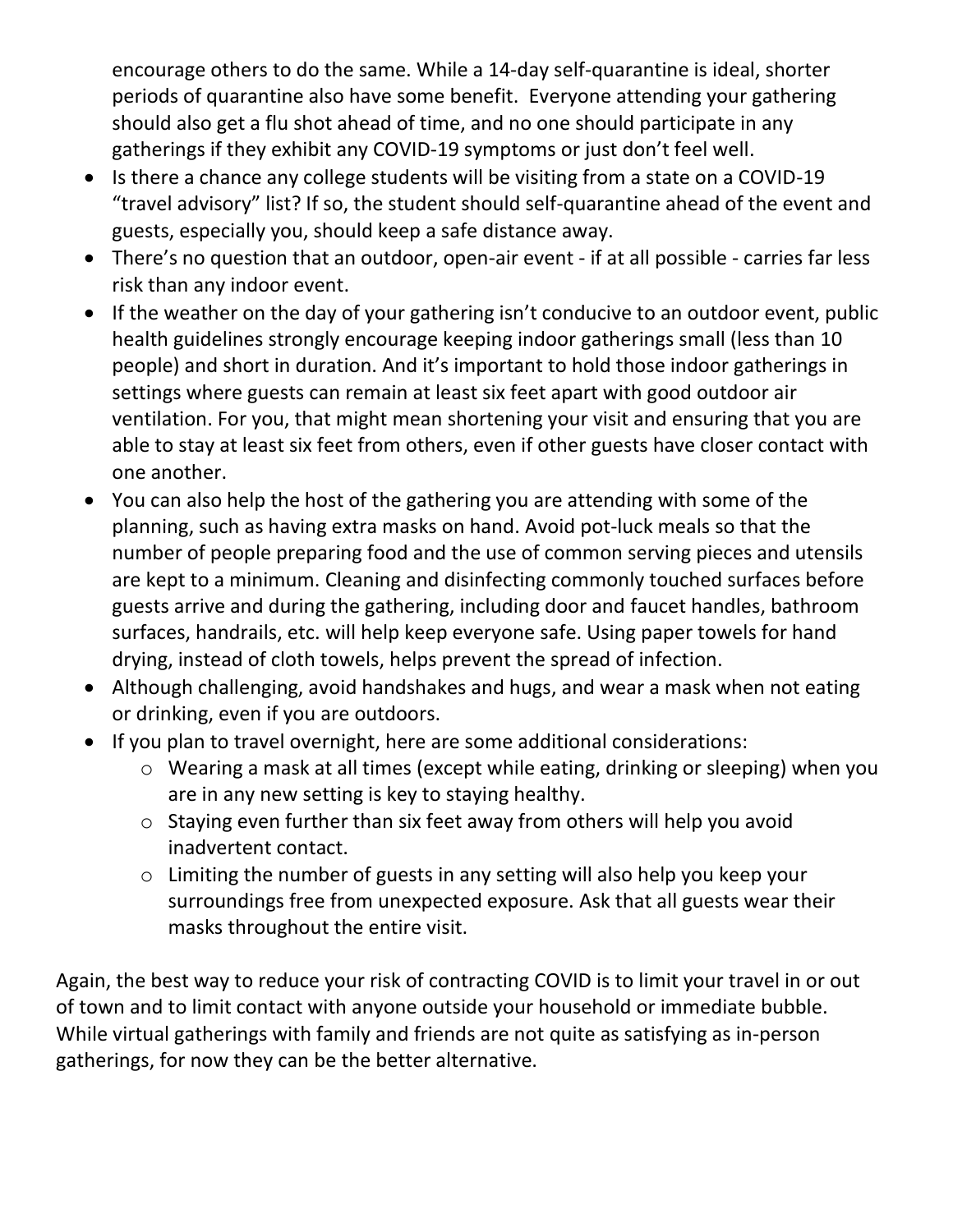encourage others to do the same. While a 14-day self-quarantine is ideal, shorter periods of quarantine also have some benefit. Everyone attending your gathering should also get a flu shot ahead of time, and no one should participate in any gatherings if they exhibit any COVID-19 symptoms or just don't feel well.

- Is there a chance any college students will be visiting from a state on a COVID-19 "travel advisory" list? If so, the student should self-quarantine ahead of the event and guests, especially you, should keep a safe distance away.
- There's no question that an outdoor, open-air event - if at all possible - carries far less risk than any indoor event.
- If the weather on the day of your gathering isn't conducive to an outdoor event, public health guidelines strongly encourage keeping indoor gatherings small (less than 10 people) and short in duration. And it's important to hold those indoor gatherings in settings where guests can remain at least six feet apart with good outdoor air ventilation. For you, that might mean shortening your visit and ensuring that you are able to stay at least six feet from others, even if other guests have closer contact with one another.
- You can also help the host of the gathering you are attending with some of the planning, such as having extra masks on hand. Avoid pot-luck meals so that the number of people preparing food and the use of common serving pieces and utensils are kept to a minimum. Cleaning and disinfecting commonly touched surfaces before guests arrive and during the gathering, including door and faucet handles, bathroom surfaces, handrails, etc. will help keep everyone safe. Using paper towels for hand drying, instead of cloth towels, helps prevent the spread of infection.
- Although challenging, avoid handshakes and hugs, and wear a mask when not eating or drinking, even if you are outdoors.
- If you plan to travel overnight, here are some additional considerations:
  - Wearing a mask at all times (except while eating, drinking or sleeping) when you are in any new setting is key to staying healthy.
  - Staying even further than six feet away from others will help you avoid inadvertent contact.
  - Limiting the number of guests in any setting will also help you keep your surroundings free from unexpected exposure. Ask that all guests wear their masks throughout the entire visit.

Again, the best way to reduce your risk of contracting COVID is to limit your travel in or out of town and to limit contact with anyone outside your household or immediate bubble. While virtual gatherings with family and friends are not quite as satisfying as in-person gatherings, for now they can be the better alternative.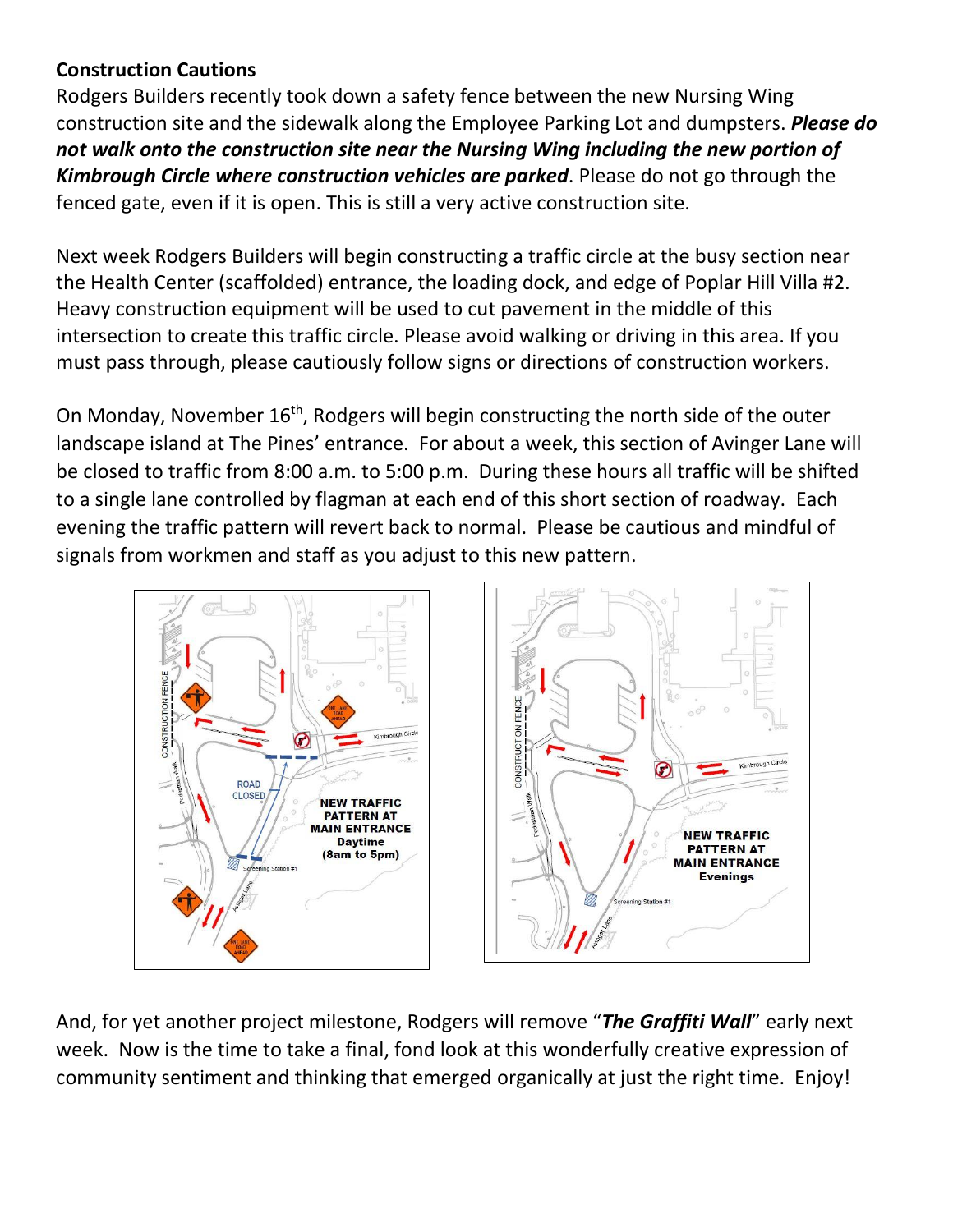**Construction Cautions**

Rodgers Builders recently took down a safety fence between the new Nursing Wing construction site and the sidewalk along the Employee Parking Lot and dumpsters. ***Please do not walk onto the construction site near the Nursing Wing including the new portion of Kimbrough Circle where construction vehicles are parked***. Please do not go through the fenced gate, even if it is open. This is still a very active construction site.

Next week Rodgers Builders will begin constructing a traffic circle at the busy section near the Health Center (scaffolded) entrance, the loading dock, and edge of Poplar Hill Villa #2. Heavy construction equipment will be used to cut pavement in the middle of this intersection to create this traffic circle. Please avoid walking or driving in this area. If you must pass through, please cautiously follow signs or directions of construction workers.

On Monday, November 16th, Rodgers will begin constructing the north side of the outer landscape island at The Pines' entrance. For about a week, this section of Avinger Lane will be closed to traffic from 8:00 a.m. to 5:00 p.m. During these hours all traffic will be shifted to a single lane controlled by flagman at each end of this short section of roadway. Each evening the traffic pattern will revert back to normal. Please be cautious and mindful of signals from workmen and staff as you adjust to this new pattern.

NEW TRAFFIC PATTERN AT MAIN ENTRANCE Daytime (8am to 5pm)

NEW TRAFFIC PATTERN AT MAIN ENTRANCE Evenings

And, for yet another project milestone, Rodgers will remove "***The Graffiti Wall***" early next week. Now is the time to take a final, fond look at this wonderfully creative expression of community sentiment and thinking that emerged organically at just the right time. Enjoy!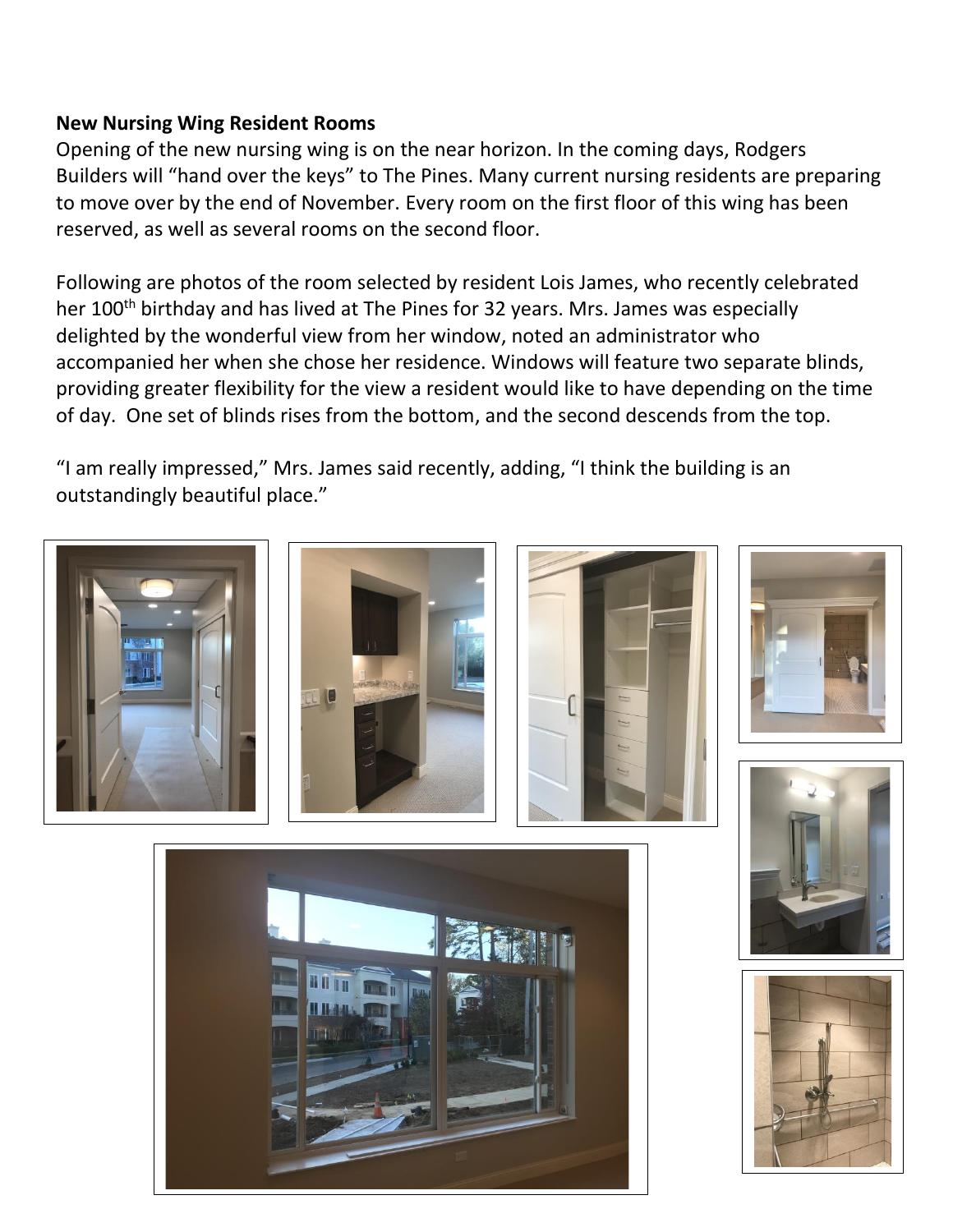**New Nursing Wing Resident Rooms**

Opening of the new nursing wing is on the near horizon. In the coming days, Rodgers Builders will "hand over the keys" to The Pines. Many current nursing residents are preparing to move over by the end of November. Every room on the first floor of this wing has been reserved, as well as several rooms on the second floor.

Following are photos of the room selected by resident Lois James, who recently celebrated her 100th birthday and has lived at The Pines for 32 years. Mrs. James was especially delighted by the wonderful view from her window, noted an administrator who accompanied her when she chose her residence. Windows will feature two separate blinds, providing greater flexibility for the view a resident would like to have depending on the time of day. One set of blinds rises from the bottom, and the second descends from the top.

"I am really impressed," Mrs. James said recently, adding, "I think the building is an outstandingly beautiful place."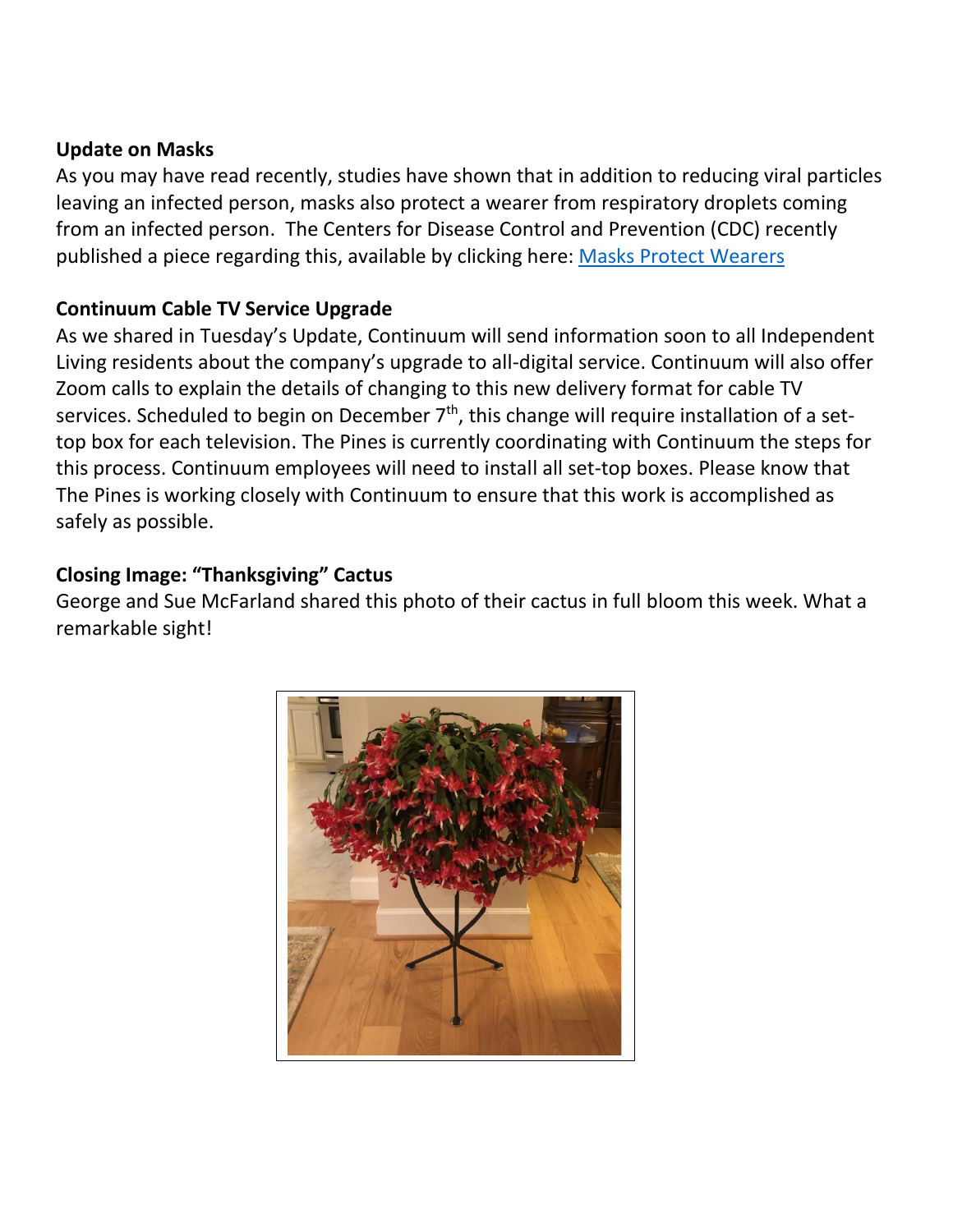**Update on Masks**

As you may have read recently, studies have shown that in addition to reducing viral particles leaving an infected person, masks also protect a wearer from respiratory droplets coming from an infected person. The Centers for Disease Control and Prevention (CDC) recently published a piece regarding this, available by clicking here: Masks Protect Wearers

**Continuum Cable TV Service Upgrade**

As we shared in Tuesday's Update, Continuum will send information soon to all Independent Living residents about the company's upgrade to all-digital service. Continuum will also offer Zoom calls to explain the details of changing to this new delivery format for cable TV services. Scheduled to begin on December 7th, this change will require installation of a set-top box for each television. The Pines is currently coordinating with Continuum the steps for this process. Continuum employees will need to install all set-top boxes. Please know that The Pines is working closely with Continuum to ensure that this work is accomplished as safely as possible.

**Closing Image: "Thanksgiving" Cactus**

George and Sue McFarland shared this photo of their cactus in full bloom this week. What a remarkable sight!